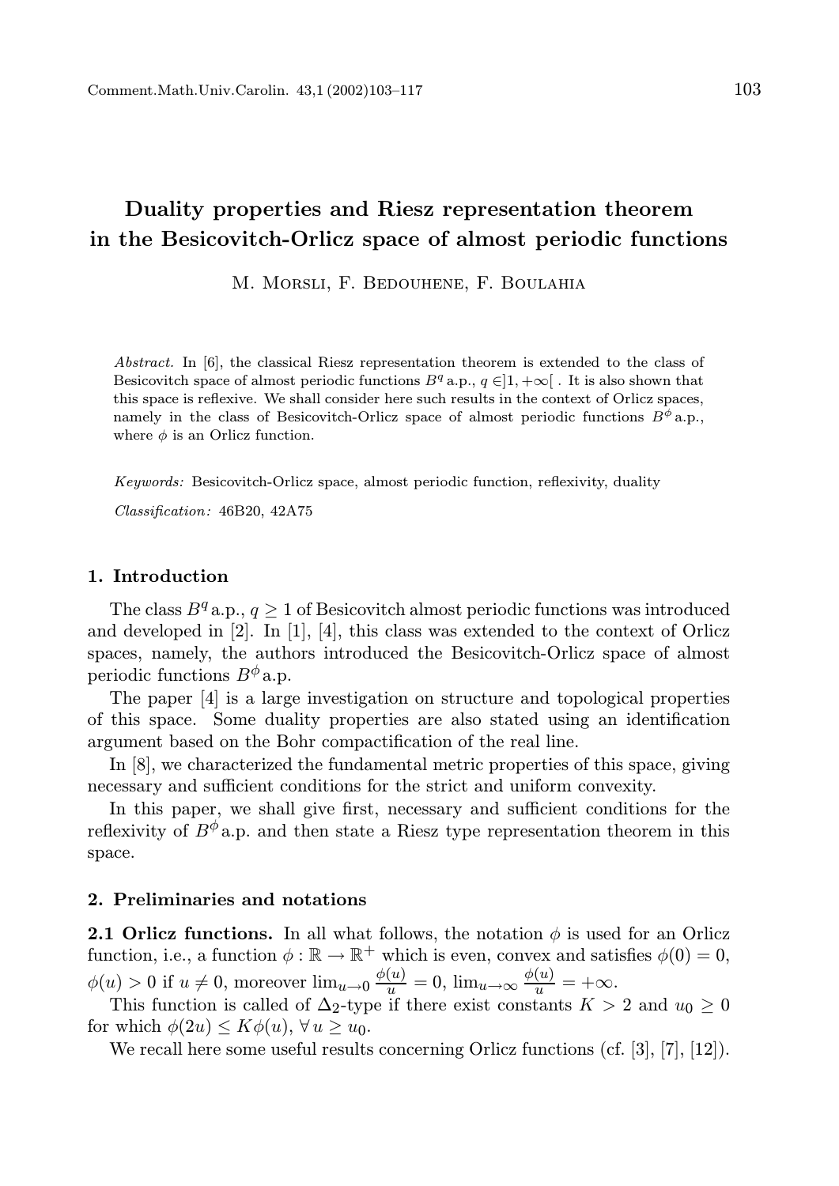# Duality properties and Riesz representation theorem in the Besicovitch-Orlicz space of almost periodic functions

M. Morsli, F. Bedouhene, F. Boulahia

*Abstract.* In [6], the classical Riesz representation theorem is extended to the class of Besicovitch space of almost periodic functions $B^q$ a.p., $q \in ]1, +\infty[$ . It is also shown that this space is reflexive. We shall consider here such results in the context of Orlicz spaces, namely in the class of Besicovitch-Orlicz space of almost periodic functions $B^\phi$ a.p., where $\phi$ is an Orlicz function.

*Keywords:* Besicovitch-Orlicz space, almost periodic function, reflexivity, duality

*Classification:* 46B20, 42A75

## 1. Introduction

The class $B^q$ a.p., $q \geq 1$ of Besicovitch almost periodic functions was introduced and developed in [2]. In [1], [4], this class was extended to the context of Orlicz spaces, namely, the authors introduced the Besicovitch-Orlicz space of almost periodic functions $B^\phi$ a.p.

The paper [4] is a large investigation on structure and topological properties of this space. Some duality properties are also stated using an identification argument based on the Bohr compactification of the real line.

In [8], we characterized the fundamental metric properties of this space, giving necessary and sufficient conditions for the strict and uniform convexity.

In this paper, we shall give first, necessary and sufficient conditions for the reflexivity of $B^\phi$ a.p. and then state a Riesz type representation theorem in this space.

## 2. Preliminaries and notations

**2.1 Orlicz functions.** In all what follows, the notation $\phi$ is used for an Orlicz function, i.e., a function $\phi : \mathbb{R} \to \mathbb{R}^+$ which is even, convex and satisfies $\phi(0) = 0$, $\phi(u) > 0$ if $u \neq 0$, moreover $\lim_{u\to 0} \frac{\phi(u)}{u} = 0$, $\lim_{u\to\infty} \frac{\phi(u)}{u} = +\infty$.

This function is called of $\Delta_2$-type if there exist constants $K > 2$ and $u_0 \geq 0$ for which $\phi(2u) \leq K\phi(u)$, $\forall\, u \geq u_0$.

We recall here some useful results concerning Orlicz functions (cf. [3], [7], [12]).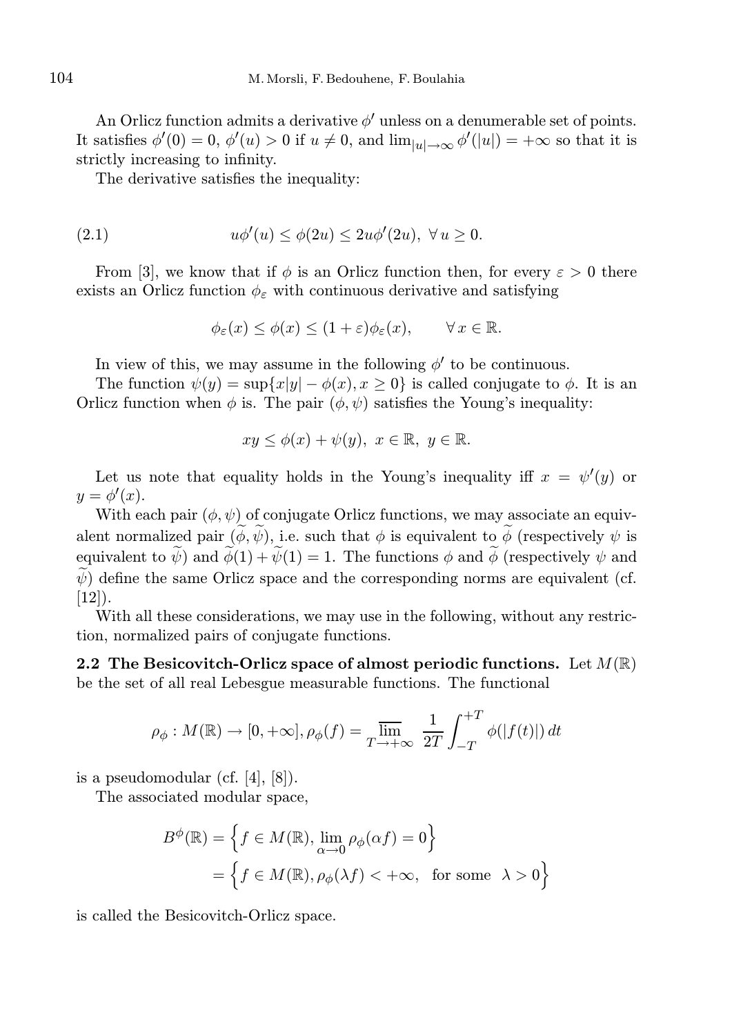An Orlicz function admits a derivative $\phi'$ unless on a denumerable set of points. It satisfies $\phi'(0) = 0$, $\phi'(u) > 0$ if $u \neq 0$, and $\lim_{|u|\to\infty} \phi'(|u|) = +\infty$ so that it is strictly increasing to infinity.

The derivative satisfies the inequality:

$$u\phi'(u) \leq \phi(2u) \leq 2u\phi'(2u),\ \forall\, u \geq 0. \tag{2.1}$$

From [3], we know that if $\phi$ is an Orlicz function then, for every $\varepsilon > 0$ there exists an Orlicz function $\phi_\varepsilon$ with continuous derivative and satisfying

$$\phi_\varepsilon(x) \leq \phi(x) \leq (1+\varepsilon)\phi_\varepsilon(x), \qquad \forall\, x \in \mathbb{R}.$$

In view of this, we may assume in the following $\phi'$ to be continuous.

The function $\psi(y) = \sup\{x|y| - \phi(x), x \geq 0\}$ is called conjugate to $\phi$. It is an Orlicz function when $\phi$ is. The pair $(\phi, \psi)$ satisfies the Young's inequality:

$$xy \leq \phi(x) + \psi(y),\ x \in \mathbb{R},\ y \in \mathbb{R}.$$

Let us note that equality holds in the Young's inequality iff $x = \psi'(y)$ or $y = \phi'(x)$.

With each pair $(\phi, \psi)$ of conjugate Orlicz functions, we may associate an equivalent normalized pair $(\widetilde{\phi}, \widetilde{\psi})$, i.e. such that $\phi$ is equivalent to $\widetilde{\phi}$ (respectively $\psi$ is equivalent to $\widetilde{\psi}$) and $\widetilde{\phi}(1) + \widetilde{\psi}(1) = 1$. The functions $\phi$ and $\widetilde{\phi}$ (respectively $\psi$ and $\widetilde{\psi}$) define the same Orlicz space and the corresponding norms are equivalent (cf. [12]).

With all these considerations, we may use in the following, without any restriction, normalized pairs of conjugate functions.

**2.2 The Besicovitch-Orlicz space of almost periodic functions.** Let $M(\mathbb{R})$ be the set of all real Lebesgue measurable functions. The functional

$$\rho_\phi : M(\mathbb{R}) \to [0, +\infty], \rho_\phi(f) = \overline{\lim_{T\to+\infty}}\ \frac{1}{2T}\int_{-T}^{+T} \phi(|f(t)|)\, dt$$

is a pseudomodular (cf. [4], [8]).

The associated modular space,

$$\begin{aligned} B^\phi(\mathbb{R}) &= \Big\{ f \in M(\mathbb{R}), \lim_{\alpha\to 0} \rho_\phi(\alpha f) = 0 \Big\} \\ &= \Big\{ f \in M(\mathbb{R}), \rho_\phi(\lambda f) < +\infty, \ \text{ for some } \ \lambda > 0 \Big\} \end{aligned}$$

is called the Besicovitch-Orlicz space.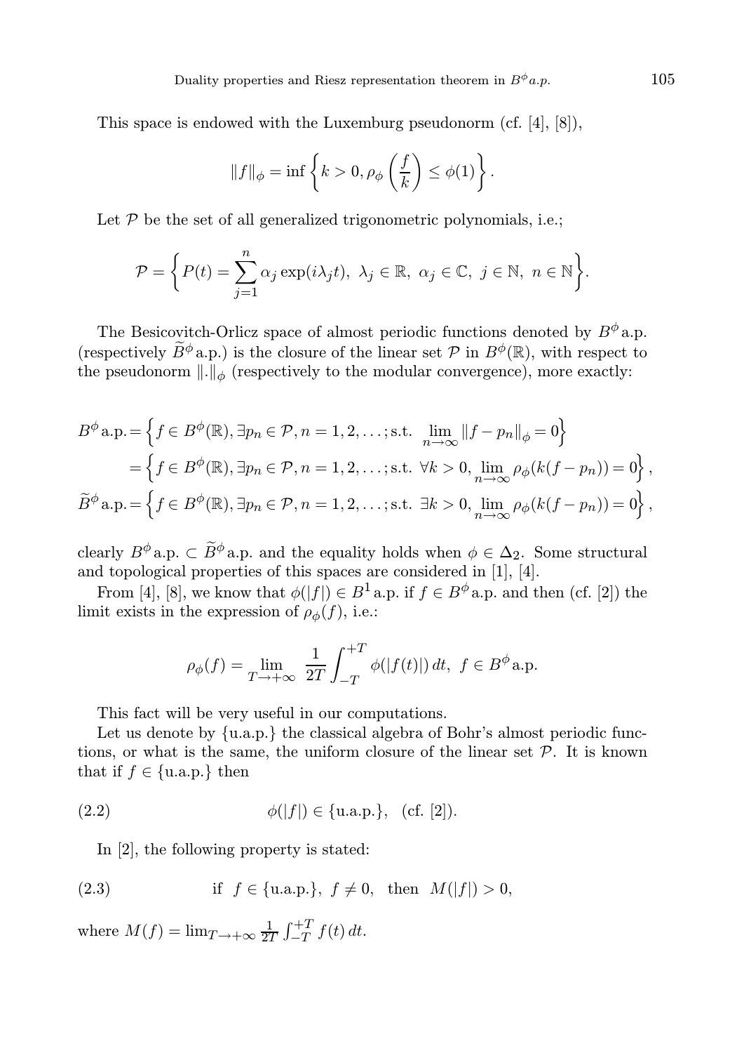This space is endowed with the Luxemburg pseudonorm (cf. [4], [8]),

$$\|f\|_\phi = \inf\left\{k > 0, \rho_\phi\left(\frac{f}{k}\right) \leq \phi(1)\right\}.$$

Let $\mathcal{P}$ be the set of all generalized trigonometric polynomials, i.e.;

$$\mathcal{P} = \left\{P(t) = \sum_{j=1}^{n} \alpha_j \exp(i\lambda_j t),\ \lambda_j \in \mathbb{R},\ \alpha_j \in \mathbb{C},\ j \in \mathbb{N},\ n \in \mathbb{N}\right\}.$$

The Besicovitch-Orlicz space of almost periodic functions denoted by $B^\phi$ a.p. (respectively $\widetilde{B}^\phi$ a.p.) is the closure of the linear set $\mathcal{P}$ in $B^\phi(\mathbb{R})$, with respect to the pseudonorm $\|.\|_\phi$ (respectively to the modular convergence), more exactly:

$$\begin{aligned}
B^\phi \text{a.p.} &= \left\{f \in B^\phi(\mathbb{R}), \exists p_n \in \mathcal{P}, n = 1, 2, \ldots; \text{s.t. } \lim_{n\to\infty} \|f - p_n\|_\phi = 0\right\} \\
&= \left\{f \in B^\phi(\mathbb{R}), \exists p_n \in \mathcal{P}, n = 1, 2, \ldots; \text{s.t. } \forall k > 0, \lim_{n\to\infty} \rho_\phi(k(f - p_n)) = 0\right\}, \\
\widetilde{B}^\phi \text{a.p.} &= \left\{f \in B^\phi(\mathbb{R}), \exists p_n \in \mathcal{P}, n = 1, 2, \ldots; \text{s.t. } \exists k > 0, \lim_{n\to\infty} \rho_\phi(k(f - p_n)) = 0\right\},
\end{aligned}$$

clearly $B^\phi$ a.p. $\subset \widetilde{B}^\phi$ a.p. and the equality holds when $\phi \in \Delta_2$. Some structural and topological properties of this spaces are considered in [1], [4].

From [4], [8], we know that $\phi(|f|) \in B^1$ a.p. if $f \in B^\phi$ a.p. and then (cf. [2]) the limit exists in the expression of $\rho_\phi(f)$, i.e.:

$$\rho_\phi(f) = \lim_{T\to+\infty} \frac{1}{2T} \int_{-T}^{+T} \phi(|f(t)|)\, dt,\ f \in B^\phi \text{a.p.}$$

This fact will be very useful in our computations.

Let us denote by {u.a.p.} the classical algebra of Bohr's almost periodic functions, or what is the same, the uniform closure of the linear set $\mathcal{P}$. It is known that if $f \in$ {u.a.p.} then

$$\phi(|f|) \in \{\text{u.a.p.}\}, \quad \text{(cf. [2])}. \tag{2.2}$$

In [2], the following property is stated:

$$\text{if } f \in \{\text{u.a.p.}\},\ f \neq 0, \text{ then } M(|f|) > 0, \tag{2.3}$$

where $M(f) = \lim_{T\to+\infty} \frac{1}{2T} \int_{-T}^{+T} f(t)\, dt$.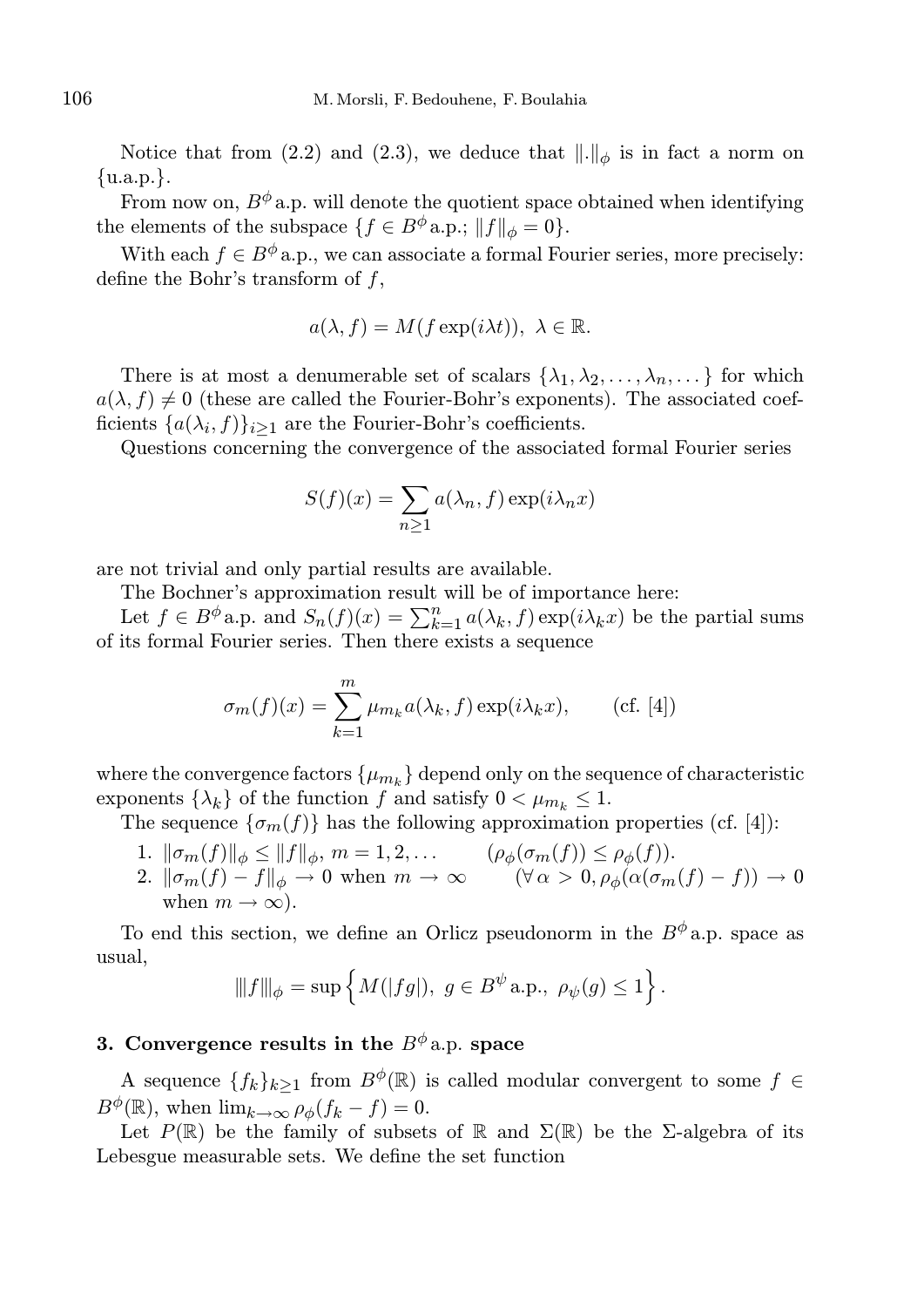Notice that from (2.2) and (2.3), we deduce that $\|.\|_\phi$ is in fact a norm on $\{\text{u.a.p.}\}$.

From now on, $B^\phi$ a.p. will denote the quotient space obtained when identifying the elements of the subspace $\{f \in B^\phi \text{a.p.}; \|f\|_\phi = 0\}$.

With each $f \in B^\phi$ a.p., we can associate a formal Fourier series, more precisely: define the Bohr's transform of $f$,

$$a(\lambda, f) = M(f \exp(i\lambda t)),\ \lambda \in \mathbb{R}.$$

There is at most a denumerable set of scalars $\{\lambda_1, \lambda_2, \ldots, \lambda_n, \ldots\}$ for which $a(\lambda, f) \neq 0$ (these are called the Fourier-Bohr's exponents). The associated coefficients $\{a(\lambda_i, f)\}_{i \geq 1}$ are the Fourier-Bohr's coefficients.

Questions concerning the convergence of the associated formal Fourier series

$$S(f)(x) = \sum_{n \geq 1} a(\lambda_n, f) \exp(i\lambda_n x)$$

are not trivial and only partial results are available.

The Bochner's approximation result will be of importance here:

Let $f \in B^\phi$ a.p. and $S_n(f)(x) = \sum_{k=1}^{n} a(\lambda_k, f) \exp(i\lambda_k x)$ be the partial sums of its formal Fourier series. Then there exists a sequence

$$\sigma_m(f)(x) = \sum_{k=1}^{m} \mu_{m_k} a(\lambda_k, f) \exp(i\lambda_k x), \qquad \text{(cf. [4])}$$

where the convergence factors $\{\mu_{m_k}\}$ depend only on the sequence of characteristic exponents $\{\lambda_k\}$ of the function $f$ and satisfy $0 < \mu_{m_k} \leq 1$.

The sequence $\{\sigma_m(f)\}$ has the following approximation properties (cf. [4]):

1. $\|\sigma_m(f)\|_\phi \leq \|f\|_\phi$, $m = 1, 2, \ldots$ $\quad (\rho_\phi(\sigma_m(f)) \leq \rho_\phi(f))$.
2. $\|\sigma_m(f) - f\|_\phi \to 0$ when $m \to \infty$ $\quad (\forall\, \alpha > 0, \rho_\phi(\alpha(\sigma_m(f) - f)) \to 0$ when $m \to \infty)$.

To end this section, we define an Orlicz pseudonorm in the $B^\phi$ a.p. space as usual,

$$|||f|||_\phi = \sup\left\{M(|fg|),\ g \in B^\psi \text{ a.p.},\ \rho_\psi(g) \leq 1\right\}.$$

## 3. Convergence results in the $B^\phi$ a.p. space

A sequence $\{f_k\}_{k \geq 1}$ from $B^\phi(\mathbb{R})$ is called modular convergent to some $f \in B^\phi(\mathbb{R})$, when $\lim_{k\to\infty} \rho_\phi(f_k - f) = 0$.

Let $P(\mathbb{R})$ be the family of subsets of $\mathbb{R}$ and $\Sigma(\mathbb{R})$ be the $\Sigma$-algebra of its Lebesgue measurable sets. We define the set function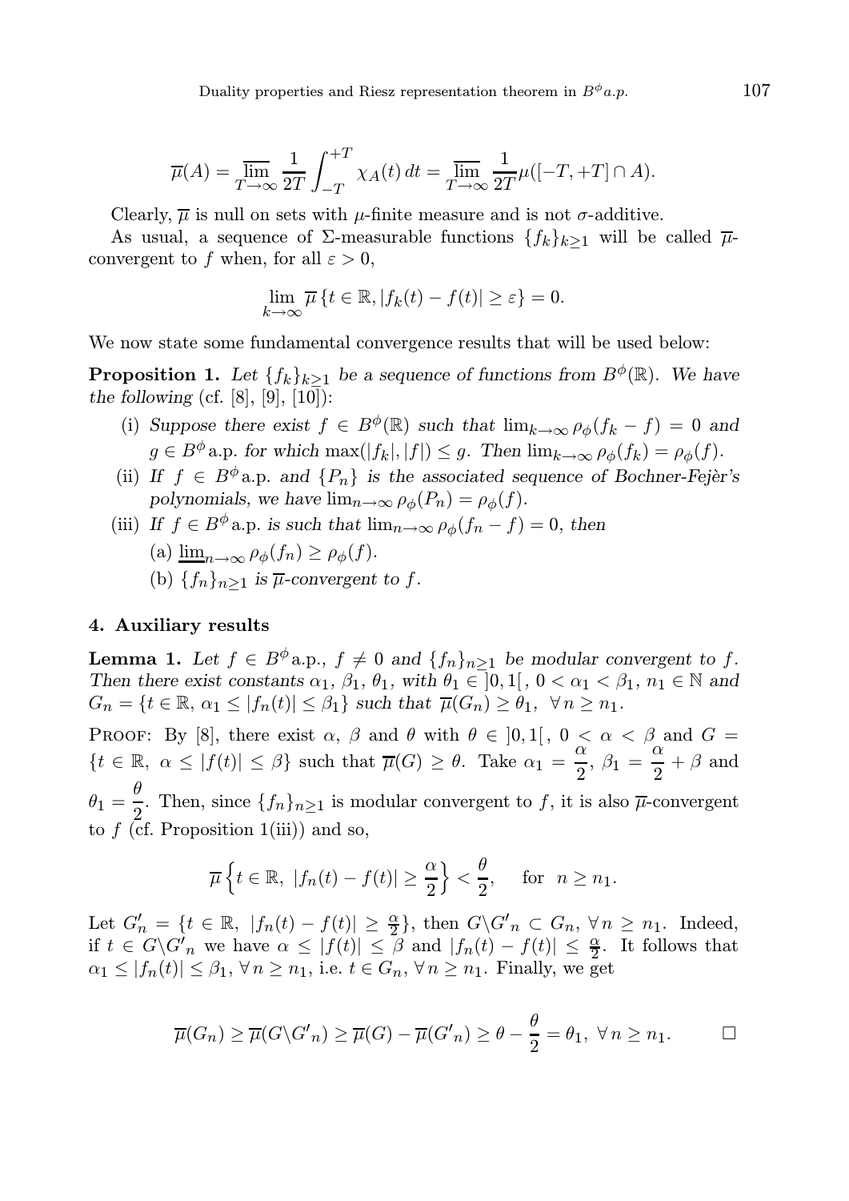$$\overline{\mu}(A) = \overline{\lim_{T\to\infty}} \frac{1}{2T} \int_{-T}^{+T} \chi_A(t)\, dt = \overline{\lim_{T\to\infty}} \frac{1}{2T} \mu([-T, +T] \cap A).$$

Clearly, $\overline{\mu}$ is null on sets with $\mu$-finite measure and is not $\sigma$-additive.

As usual, a sequence of $\Sigma$-measurable functions $\{f_k\}_{k\geq 1}$ will be called $\overline{\mu}$-convergent to $f$ when, for all $\varepsilon > 0$,

$$\lim_{k\to\infty} \overline{\mu}\,\{t \in \mathbb{R}, |f_k(t) - f(t)| \geq \varepsilon\} = 0.$$

We now state some fundamental convergence results that will be used below:

**Proposition 1.** *Let $\{f_k\}_{k\geq 1}$ be a sequence of functions from $B^\phi(\mathbb{R})$. We have the following* (cf. [8], [9], [10]):

(i) *Suppose there exist $f \in B^\phi(\mathbb{R})$ such that $\lim_{k\to\infty} \rho_\phi(f_k - f) = 0$ and $g \in B^\phi$ a.p. for which $\max(|f_k|, |f|) \leq g$. Then $\lim_{k\to\infty} \rho_\phi(f_k) = \rho_\phi(f)$.*

(ii) *If $f \in B^\phi$ a.p. and $\{P_n\}$ is the associated sequence of Bochner-Fejèr's polynomials, we have $\lim_{n\to\infty} \rho_\phi(P_n) = \rho_\phi(f)$.*

(iii) *If $f \in B^\phi$ a.p. is such that $\lim_{n\to\infty} \rho_\phi(f_n - f) = 0$, then*

  (a) $\underline{\lim}_{n\to\infty} \rho_\phi(f_n) \geq \rho_\phi(f)$.

  (b) *$\{f_n\}_{n\geq 1}$ is $\overline{\mu}$-convergent to $f$.*

## 4. Auxiliary results

**Lemma 1.** *Let $f \in B^\phi$ a.p., $f \neq 0$ and $\{f_n\}_{n\geq 1}$ be modular convergent to $f$. Then there exist constants $\alpha_1$, $\beta_1$, $\theta_1$, with $\theta_1 \in ]0, 1[$, $0 < \alpha_1 < \beta_1$, $n_1 \in \mathbb{N}$ and $G_n = \{t \in \mathbb{R},\ \alpha_1 \leq |f_n(t)| \leq \beta_1\}$ such that $\overline{\mu}(G_n) \geq \theta_1$, $\forall\, n \geq n_1$.*

Proof: By [8], there exist $\alpha$, $\beta$ and $\theta$ with $\theta \in ]0, 1[$, $0 < \alpha < \beta$ and $G = \{t \in \mathbb{R},\ \alpha \leq |f(t)| \leq \beta\}$ such that $\overline{\mu}(G) \geq \theta$. Take $\alpha_1 = \dfrac{\alpha}{2}$, $\beta_1 = \dfrac{\alpha}{2} + \beta$ and $\theta_1 = \dfrac{\theta}{2}$. Then, since $\{f_n\}_{n\geq 1}$ is modular convergent to $f$, it is also $\overline{\mu}$-convergent to $f$ (cf. Proposition 1(iii)) and so,

$$\overline{\mu}\left\{t \in \mathbb{R},\ |f_n(t) - f(t)| \geq \frac{\alpha}{2}\right\} < \frac{\theta}{2}, \quad \text{for } \ n \geq n_1.$$

Let $G'_n = \{t \in \mathbb{R},\ |f_n(t) - f(t)| \geq \frac{\alpha}{2}\}$, then $G \backslash G'_n \subset G_n$, $\forall\, n \geq n_1$. Indeed, if $t \in G \backslash G'_n$ we have $\alpha \leq |f(t)| \leq \beta$ and $|f_n(t) - f(t)| \leq \frac{\alpha}{2}$. It follows that $\alpha_1 \leq |f_n(t)| \leq \beta_1$, $\forall\, n \geq n_1$, i.e. $t \in G_n$, $\forall\, n \geq n_1$. Finally, we get

$$\overline{\mu}(G_n) \geq \overline{\mu}(G \backslash G'_n) \geq \overline{\mu}(G) - \overline{\mu}(G'_n) \geq \theta - \frac{\theta}{2} = \theta_1,\ \forall\, n \geq n_1. \qquad \square$$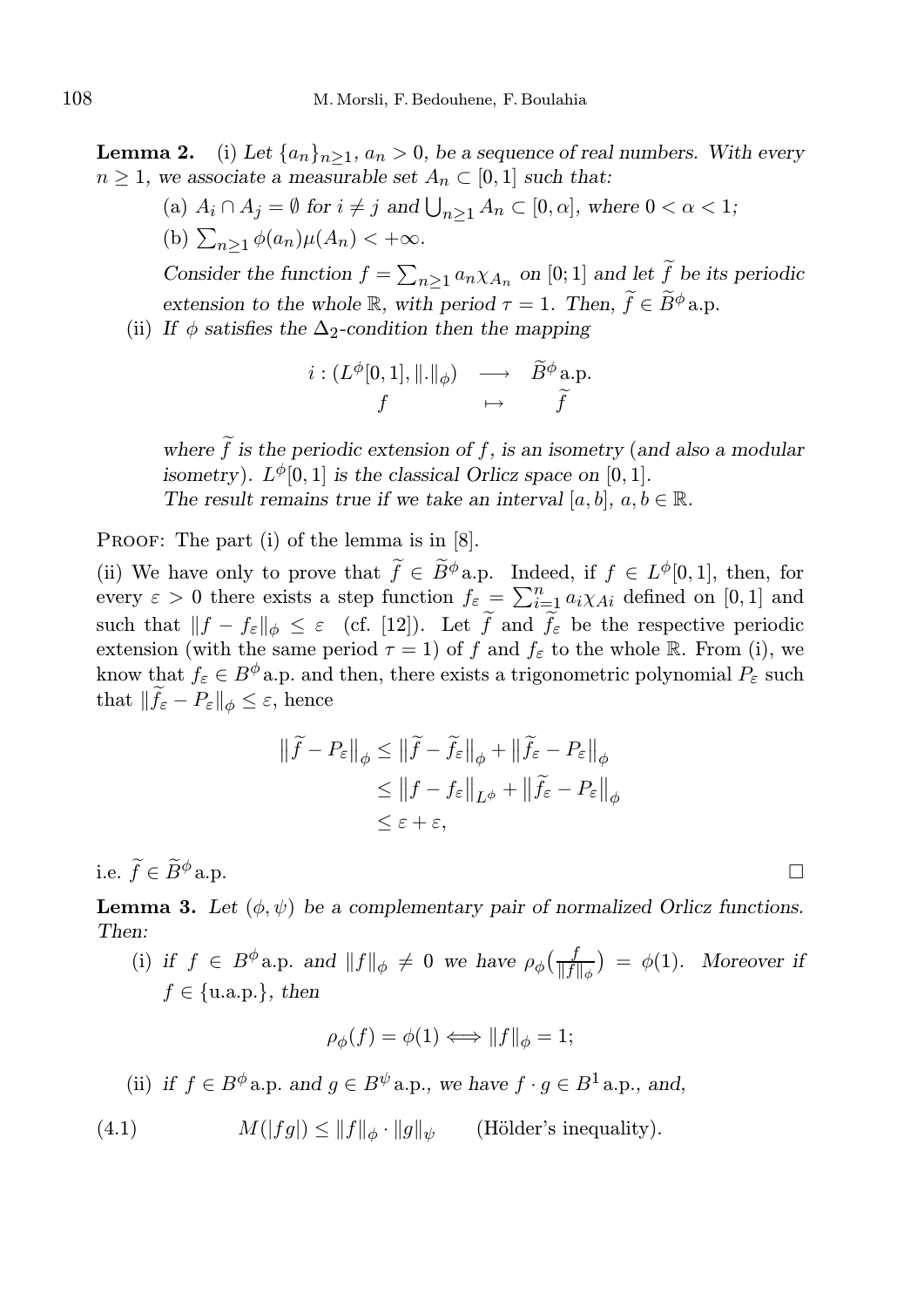**Lemma 2.** (i) *Let $\{a_n\}_{n\geq 1}$, $a_n > 0$, be a sequence of real numbers. With every $n \geq 1$, we associate a measurable set $A_n \subset [0,1]$ such that:*

(a) *$A_i \cap A_j = \emptyset$ for $i \neq j$ and $\bigcup_{n\geq 1} A_n \subset [0,\alpha]$, where $0 < \alpha < 1$;*

(b) *$\sum_{n\geq 1} \phi(a_n)\mu(A_n) < +\infty$.*

*Consider the function $f = \sum_{n\geq 1} a_n \chi_{A_n}$ on $[0;1]$ and let $\widetilde{f}$ be its periodic extension to the whole $\mathbb{R}$, with period $\tau = 1$. Then, $\widetilde{f} \in \widetilde{B}^{\phi}\,\text{a.p.}$*

(ii) *If $\phi$ satisfies the $\Delta_2$-condition then the mapping*

$$
\begin{array}{rcl}
i : (L^{\phi}[0,1], \|.\|_{\phi}) & \longrightarrow & \widetilde{B}^{\phi}\,\text{a.p.} \\
f & \mapsto & \widetilde{f}
\end{array}
$$

*where $\widetilde{f}$ is the periodic extension of $f$, is an isometry (and also a modular isometry). $L^{\phi}[0,1]$ is the classical Orlicz space on $[0,1]$.*

*The result remains true if we take an interval $[a,b]$, $a, b \in \mathbb{R}$.*

Proof: The part (i) of the lemma is in [8].

(ii) We have only to prove that $\widetilde{f} \in \widetilde{B}^{\phi}\,\text{a.p.}$ Indeed, if $f \in L^{\phi}[0,1]$, then, for every $\varepsilon > 0$ there exists a step function $f_{\varepsilon} = \sum_{i=1}^{n} a_i \chi_{Ai}$ defined on $[0,1]$ and such that $\|f - f_{\varepsilon}\|_{\phi} \leq \varepsilon$ (cf. [12]). Let $\widetilde{f}$ and $\widetilde{f_{\varepsilon}}$ be the respective periodic extension (with the same period $\tau = 1$) of $f$ and $f_{\varepsilon}$ to the whole $\mathbb{R}$. From (i), we know that $f_{\varepsilon} \in B^{\phi}\,\text{a.p.}$ and then, there exists a trigonometric polynomial $P_{\varepsilon}$ such that $\|\widetilde{f_{\varepsilon}} - P_{\varepsilon}\|_{\phi} \leq \varepsilon$, hence

$$
\begin{aligned}
\big\|\widetilde{f} - P_{\varepsilon}\big\|_{\phi} &\leq \big\|\widetilde{f} - \widetilde{f_{\varepsilon}}\big\|_{\phi} + \big\|\widetilde{f_{\varepsilon}} - P_{\varepsilon}\big\|_{\phi} \\
&\leq \big\|f - f_{\varepsilon}\big\|_{L^{\phi}} + \big\|\widetilde{f_{\varepsilon}} - P_{\varepsilon}\big\|_{\phi} \\
&\leq \varepsilon + \varepsilon,
\end{aligned}
$$

i.e. $\widetilde{f} \in \widetilde{B}^{\phi}\,\text{a.p.}$ □

**Lemma 3.** *Let $(\phi, \psi)$ be a complementary pair of normalized Orlicz functions. Then:*

(i) *if $f \in B^{\phi}\,\text{a.p.}$ and $\|f\|_{\phi} \neq 0$ we have $\rho_{\phi}\big(\frac{f}{\|f\|_{\phi}}\big) = \phi(1)$. Moreover if $f \in \{\text{u.a.p.}\}$, then*

$$
\rho_{\phi}(f) = \phi(1) \Longleftrightarrow \|f\|_{\phi} = 1;
$$

(ii) *if $f \in B^{\phi}\,\text{a.p.}$ and $g \in B^{\psi}\,\text{a.p.}$, we have $f \cdot g \in B^{1}\,\text{a.p.}$, and,*

$$
M(|fg|) \leq \|f\|_{\phi} \cdot \|g\|_{\psi} \qquad \text{(Hölder's inequality).} \tag{4.1}
$$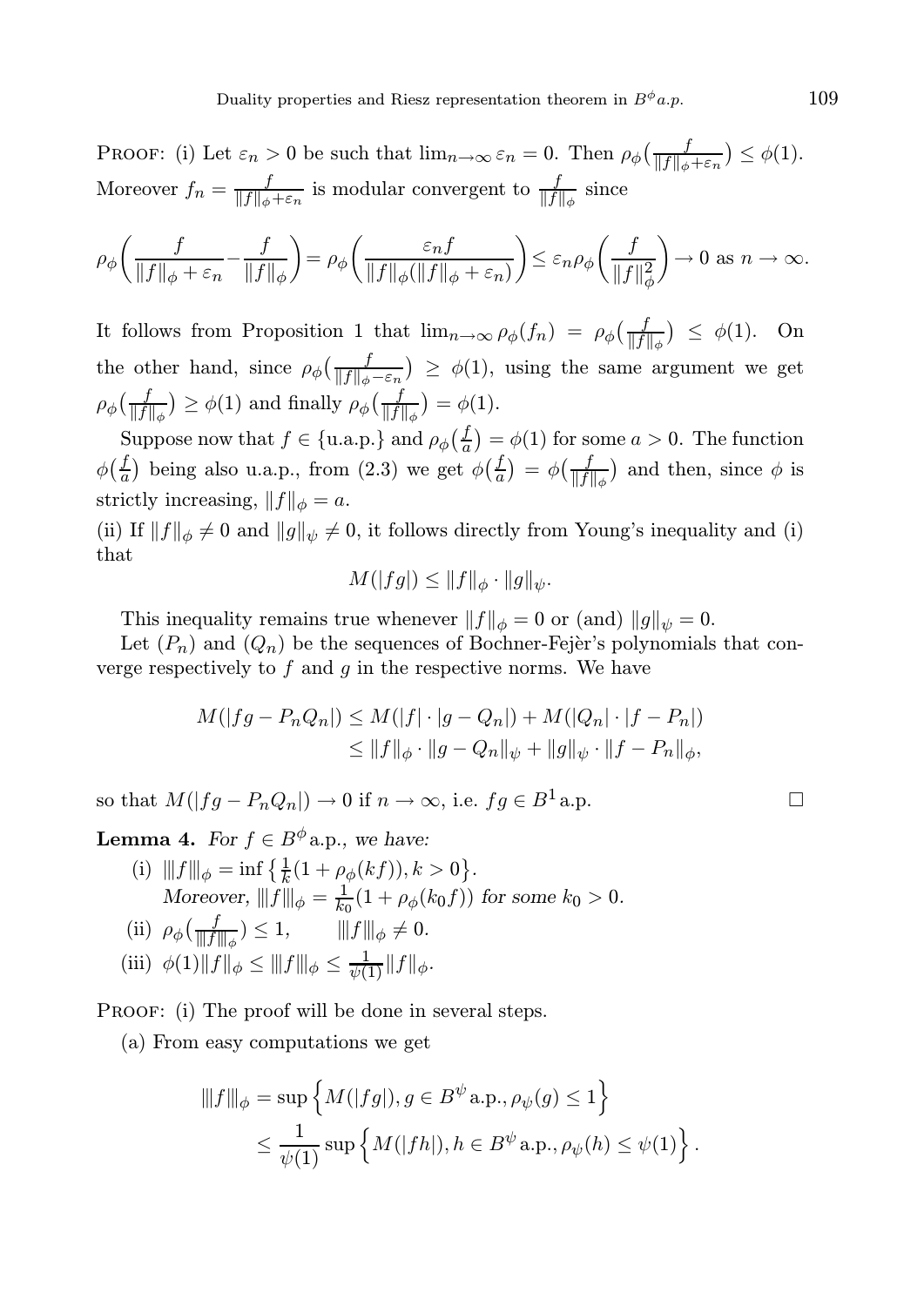PROOF: (i) Let $\varepsilon_n > 0$ be such that $\lim_{n\to\infty} \varepsilon_n = 0$. Then $\rho_\phi\big(\frac{f}{\|f\|_\phi + \varepsilon_n}\big) \le \phi(1)$. Moreover $f_n = \frac{f}{\|f\|_\phi + \varepsilon_n}$ is modular convergent to $\frac{f}{\|f\|_\phi}$ since

$$\rho_\phi\bigg(\frac{f}{\|f\|_\phi + \varepsilon_n} - \frac{f}{\|f\|_\phi}\bigg) = \rho_\phi\bigg(\frac{\varepsilon_n f}{\|f\|_\phi(\|f\|_\phi + \varepsilon_n)}\bigg) \le \varepsilon_n \rho_\phi\bigg(\frac{f}{\|f\|_\phi^2}\bigg) \to 0 \text{ as } n \to \infty.$$

It follows from Proposition 1 that $\lim_{n\to\infty} \rho_\phi(f_n) = \rho_\phi\big(\frac{f}{\|f\|_\phi}\big) \le \phi(1)$. On the other hand, since $\rho_\phi\big(\frac{f}{\|f\|_\phi - \varepsilon_n}\big) \ge \phi(1)$, using the same argument we get $\rho_\phi\big(\frac{f}{\|f\|_\phi}\big) \ge \phi(1)$ and finally $\rho_\phi\big(\frac{f}{\|f\|_\phi}\big) = \phi(1)$.

Suppose now that $f \in \{\text{u.a.p.}\}$ and $\rho_\phi\big(\frac{f}{a}\big) = \phi(1)$ for some $a > 0$. The function $\phi\big(\frac{f}{a}\big)$ being also u.a.p., from (2.3) we get $\phi\big(\frac{f}{a}\big) = \phi\big(\frac{f}{\|f\|_\phi}\big)$ and then, since $\phi$ is strictly increasing, $\|f\|_\phi = a$.

(ii) If $\|f\|_\phi \ne 0$ and $\|g\|_\psi \ne 0$, it follows directly from Young's inequality and (i) that

$$M(|fg|) \le \|f\|_\phi \cdot \|g\|_\psi.$$

This inequality remains true whenever $\|f\|_\phi = 0$ or (and) $\|g\|_\psi = 0$.

Let $(P_n)$ and $(Q_n)$ be the sequences of Bochner-Fejèr's polynomials that converge respectively to $f$ and $g$ in the respective norms. We have

$$\begin{aligned} M(|fg - P_n Q_n|) &\le M(|f| \cdot |g - Q_n|) + M(|Q_n| \cdot |f - P_n|) \\ &\le \|f\|_\phi \cdot \|g - Q_n\|_\psi + \|g\|_\psi \cdot \|f - P_n\|_\phi, \end{aligned}$$

so that $M(|fg - P_n Q_n|) \to 0$ if $n \to \infty$, i.e. $fg \in B^1\,$a.p. $\square$

**Lemma 4.** *For $f \in B^\phi\,$a.p., we have:*

(i) $|||f|||_\phi = \inf\big\{\frac{1}{k}(1 + \rho_\phi(kf)), k > 0\big\}$.
*Moreover,* $|||f|||_\phi = \frac{1}{k_0}(1 + \rho_\phi(k_0 f))$ *for some* $k_0 > 0$.

(ii) $\rho_\phi\big(\frac{f}{|||f|||_\phi}\big) \le 1, \qquad |||f|||_\phi \ne 0$.

(iii) $\phi(1)\|f\|_\phi \le |||f|||_\phi \le \frac{1}{\psi(1)}\|f\|_\phi$.

PROOF: (i) The proof will be done in several steps.

(a) From easy computations we get

$$\begin{aligned} |||f|||_\phi &= \sup\Big\{M(|fg|), g \in B^\psi\,\text{a.p.}, \rho_\psi(g) \le 1\Big\} \\ &\le \frac{1}{\psi(1)} \sup\Big\{M(|fh|), h \in B^\psi\,\text{a.p.}, \rho_\psi(h) \le \psi(1)\Big\}. \end{aligned}$$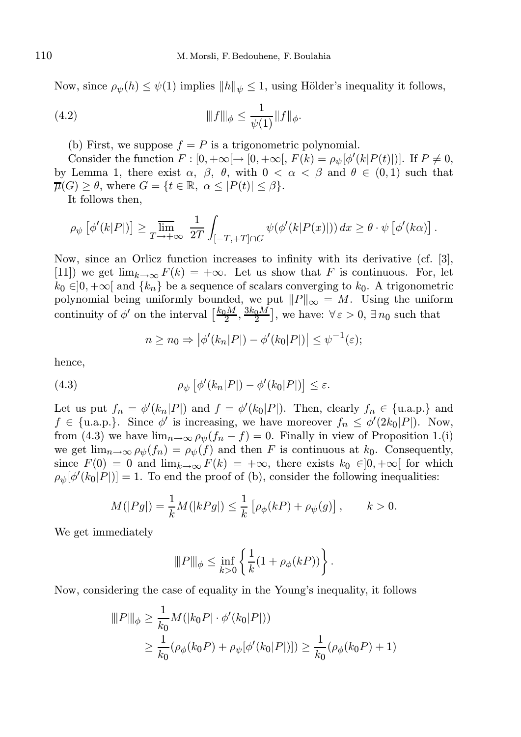Now, since $\rho_\psi(h) \leq \psi(1)$ implies $\|h\|_\psi \leq 1$, using Hölder's inequality it follows,

$$\|\!|f|\!\|_\phi \leq \frac{1}{\psi(1)} \|f\|_\phi. \tag{4.2}$$

(b) First, we suppose $f = P$ is a trigonometric polynomial.

Consider the function $F : [0, +\infty[ \to [0, +\infty[$, $F(k) = \rho_\psi[\phi'(k|P(t)|)]$. If $P \neq 0$, by Lemma 1, there exist $\alpha$, $\beta$, $\theta$, with $0 < \alpha < \beta$ and $\theta \in (0, 1)$ such that $\overline{\mu}(G) \geq \theta$, where $G = \{t \in \mathbb{R},\ \alpha \leq |P(t)| \leq \beta\}$.

It follows then,

$$\rho_\psi\left[\phi'(k|P|)\right] \geq \overline{\lim_{T\to+\infty}}\ \frac{1}{2T} \int_{[-T,+T]\cap G} \psi(\phi'(k|P(x)|))\, dx \geq \theta \cdot \psi\left[\phi'(k\alpha)\right].$$

Now, since an Orlicz function increases to infinity with its derivative (cf. [3], [11]) we get $\lim_{k\to\infty} F(k) = +\infty$. Let us show that $F$ is continuous. For, let $k_0 \in ]0, +\infty[$ and $\{k_n\}$ be a sequence of scalars converging to $k_0$. A trigonometric polynomial being uniformly bounded, we put $\|P\|_\infty = M$. Using the uniform continuity of $\phi'$ on the interval $\left[\frac{k_0 M}{2}, \frac{3k_0 M}{2}\right]$, we have: $\forall\, \varepsilon > 0$, $\exists\, n_0$ such that

$$n \geq n_0 \Rightarrow \left|\phi'(k_n|P|) - \phi'(k_0|P|)\right| \leq \psi^{-1}(\varepsilon);$$

hence,

$$\rho_\psi\left[\phi'(k_n|P|) - \phi'(k_0|P|)\right] \leq \varepsilon. \tag{4.3}$$

Let us put $f_n = \phi'(k_n|P|)$ and $f = \phi'(k_0|P|)$. Then, clearly $f_n \in \{\text{u.a.p.}\}$ and $f \in \{\text{u.a.p.}\}$. Since $\phi'$ is increasing, we have moreover $f_n \leq \phi'(2k_0|P|)$. Now, from (4.3) we have $\lim_{n\to\infty} \rho_\psi(f_n - f) = 0$. Finally in view of Proposition 1.(i) we get $\lim_{n\to\infty} \rho_\psi(f_n) = \rho_\psi(f)$ and then $F$ is continuous at $k_0$. Consequently, since $F(0) = 0$ and $\lim_{k\to\infty} F(k) = +\infty$, there exists $k_0 \in ]0, +\infty[$ for which $\rho_\psi[\phi'(k_0|P|)] = 1$. To end the proof of (b), consider the following inequalities:

$$M(|Pg|) = \frac{1}{k} M(|kPg|) \leq \frac{1}{k}\left[\rho_\phi(kP) + \rho_\psi(g)\right], \qquad k > 0.$$

We get immediately

$$\|\!|P|\!\|_\phi \leq \inf_{k>0} \left\{ \frac{1}{k}(1 + \rho_\phi(kP)) \right\}.$$

Now, considering the case of equality in the Young's inequality, it follows

$$\begin{aligned}
\|\!|P|\!\|_\phi &\geq \frac{1}{k_0} M(|k_0 P| \cdot \phi'(k_0|P|)) \\
&\geq \frac{1}{k_0}(\rho_\phi(k_0 P) + \rho_\psi[\phi'(k_0|P|)]) \geq \frac{1}{k_0}(\rho_\phi(k_0 P) + 1)
\end{aligned}$$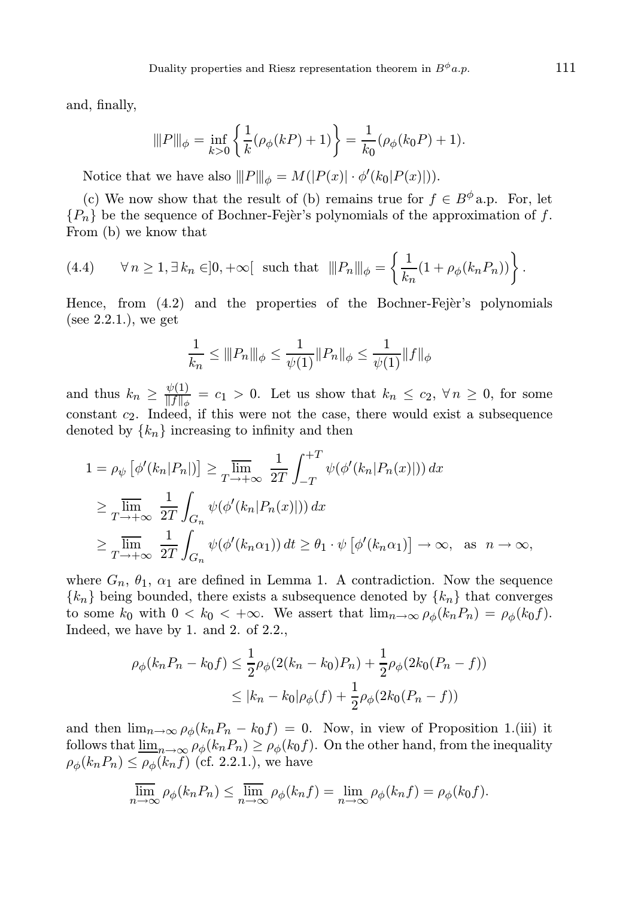and, finally,

$$|||P|||_\phi = \inf_{k>0}\left\{\frac{1}{k}(\rho_\phi(kP)+1)\right\} = \frac{1}{k_0}(\rho_\phi(k_0P)+1).$$

Notice that we have also $|||P|||_\phi = M(|P(x)| \cdot \phi'(k_0|P(x)|))$.

(c) We now show that the result of (b) remains true for $f \in B^\phi$ a.p. For, let $\{P_n\}$ be the sequence of Bochner-Fejèr's polynomials of the approximation of $f$. From (b) we know that

$$\text{(4.4)} \qquad \forall\, n \geq 1, \exists\, k_n \in ]0,+\infty[ \text{ such that } |||P_n|||_\phi = \left\{\frac{1}{k_n}(1+\rho_\phi(k_nP_n))\right\}.$$

Hence, from (4.2) and the properties of the Bochner-Fejèr's polynomials (see 2.2.1.), we get

$$\frac{1}{k_n} \leq |||P_n|||_\phi \leq \frac{1}{\psi(1)}\|P_n\|_\phi \leq \frac{1}{\psi(1)}\|f\|_\phi$$

and thus $k_n \geq \frac{\psi(1)}{\|f\|_\phi} = c_1 > 0$. Let us show that $k_n \leq c_2$, $\forall\, n \geq 0$, for some constant $c_2$. Indeed, if this were not the case, there would exist a subsequence denoted by $\{k_n\}$ increasing to infinity and then

$$\begin{aligned}
1 = \rho_\psi\left[\phi'(k_n|P_n|)\right] &\geq \overline{\lim_{T\to+\infty}}\ \frac{1}{2T}\int_{-T}^{+T}\psi(\phi'(k_n|P_n(x)|))\,dx \\
&\geq \overline{\lim_{T\to+\infty}}\ \frac{1}{2T}\int_{G_n}\psi(\phi'(k_n|P_n(x)|))\,dx \\
&\geq \overline{\lim_{T\to+\infty}}\ \frac{1}{2T}\int_{G_n}\psi(\phi'(k_n\alpha_1))\,dt \geq \theta_1\cdot\psi\left[\phi'(k_n\alpha_1)\right] \to \infty, \text{ as } n\to\infty,
\end{aligned}$$

where $G_n$, $\theta_1$, $\alpha_1$ are defined in Lemma 1. A contradiction. Now the sequence $\{k_n\}$ being bounded, there exists a subsequence denoted by $\{k_n\}$ that converges to some $k_0$ with $0 < k_0 < +\infty$. We assert that $\lim_{n\to\infty}\rho_\phi(k_nP_n) = \rho_\phi(k_0f)$. Indeed, we have by 1. and 2. of 2.2.,

$$\begin{aligned}
\rho_\phi(k_nP_n - k_0f) &\leq \frac{1}{2}\rho_\phi(2(k_n-k_0)P_n) + \frac{1}{2}\rho_\phi(2k_0(P_n-f)) \\
&\leq |k_n-k_0|\rho_\phi(f) + \frac{1}{2}\rho_\phi(2k_0(P_n-f))
\end{aligned}$$

and then $\lim_{n\to\infty}\rho_\phi(k_nP_n - k_0f) = 0$. Now, in view of Proposition 1.(iii) it follows that $\underline{\lim}_{n\to\infty}\rho_\phi(k_nP_n) \geq \rho_\phi(k_0f)$. On the other hand, from the inequality $\rho_\phi(k_nP_n) \leq \rho_\phi(k_nf)$ (cf. 2.2.1.), we have

$$\overline{\lim_{n\to\infty}}\ \rho_\phi(k_nP_n) \leq \overline{\lim_{n\to\infty}}\ \rho_\phi(k_nf) = \lim_{n\to\infty}\rho_\phi(k_nf) = \rho_\phi(k_0f).$$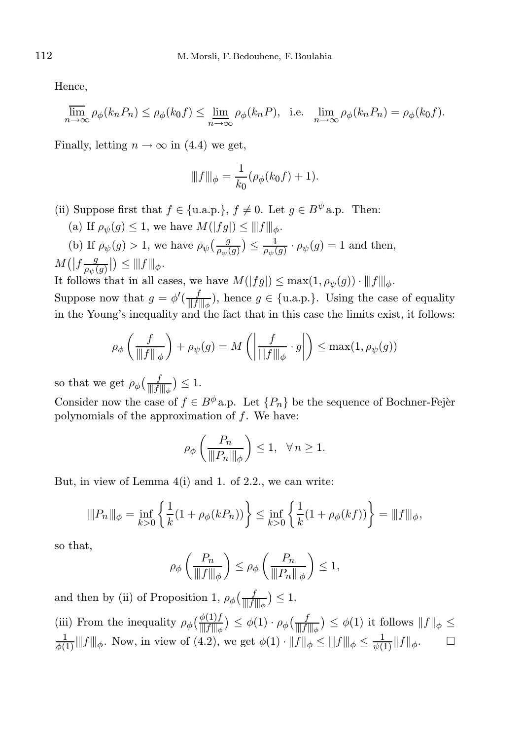Hence,

$$\overline{\lim_{n\to\infty}}\, \rho_\phi(k_n P_n) \le \rho_\phi(k_0 f) \le \underline{\lim_{n\to\infty}}\, \rho_\phi(k_n P), \quad \text{i.e.} \quad \lim_{n\to\infty} \rho_\phi(k_n P_n) = \rho_\phi(k_0 f).$$

Finally, letting $n \to \infty$ in (4.4) we get,

$$|||f|||_\phi = \frac{1}{k_0}(\rho_\phi(k_0 f) + 1).$$

(ii) Suppose first that $f \in \{\text{u.a.p.}\}$, $f \neq 0$. Let $g \in B^\psi$ a.p. Then:

(a) If $\rho_\psi(g) \le 1$, we have $M(|fg|) \le |||f|||_\phi$.

(b) If $\rho_\psi(g) > 1$, we have $\rho_\psi\big(\frac{g}{\rho_\psi(g)}\big) \le \frac{1}{\rho_\psi(g)} \cdot \rho_\psi(g) = 1$ and then, $M\big(\big|f\frac{g}{\rho_\psi(g)}\big|\big) \le |||f|||_\phi$.

It follows that in all cases, we have $M(|fg|) \le \max(1, \rho_\psi(g)) \cdot |||f|||_\phi$.

Suppose now that $g = \phi'(\frac{f}{|||f|||_\phi})$, hence $g \in \{\text{u.a.p.}\}$. Using the case of equality in the Young's inequality and the fact that in this case the limits exist, it follows:

$$\rho_\phi\left(\frac{f}{|||f|||_\phi}\right) + \rho_\psi(g) = M\left(\left|\frac{f}{|||f|||_\phi} \cdot g\right|\right) \le \max(1, \rho_\psi(g))$$

so that we get $\rho_\phi\big(\frac{f}{|||f|||_\phi}\big) \le 1$.

Consider now the case of $f \in B^\phi$ a.p. Let $\{P_n\}$ be the sequence of Bochner-Fejèr polynomials of the approximation of $f$. We have:

$$\rho_\phi\left(\frac{P_n}{|||P_n|||_\phi}\right) \le 1, \quad \forall\, n \ge 1.$$

But, in view of Lemma 4(i) and 1. of 2.2., we can write:

$$|||P_n|||_\phi = \inf_{k>0}\left\{\frac{1}{k}(1 + \rho_\phi(kP_n))\right\} \le \inf_{k>0}\left\{\frac{1}{k}(1 + \rho_\phi(kf))\right\} = |||f|||_\phi,$$

so that,

$$\rho_\phi\left(\frac{P_n}{|||f|||_\phi}\right) \le \rho_\phi\left(\frac{P_n}{|||P_n|||_\phi}\right) \le 1,$$

and then by (ii) of Proposition 1, $\rho_\phi\big(\frac{f}{|||f|||_\phi}\big) \le 1$.

(iii) From the inequality $\rho_\phi\big(\frac{\phi(1)f}{|||f|||_\phi}\big) \le \phi(1) \cdot \rho_\phi\big(\frac{f}{|||f|||_\phi}\big) \le \phi(1)$ it follows $\|f\|_\phi \le \frac{1}{\phi(1)}|||f|||_\phi$. Now, in view of (4.2), we get $\phi(1) \cdot \|f\|_\phi \le |||f|||_\phi \le \frac{1}{\psi(1)}\|f\|_\phi$. $\square$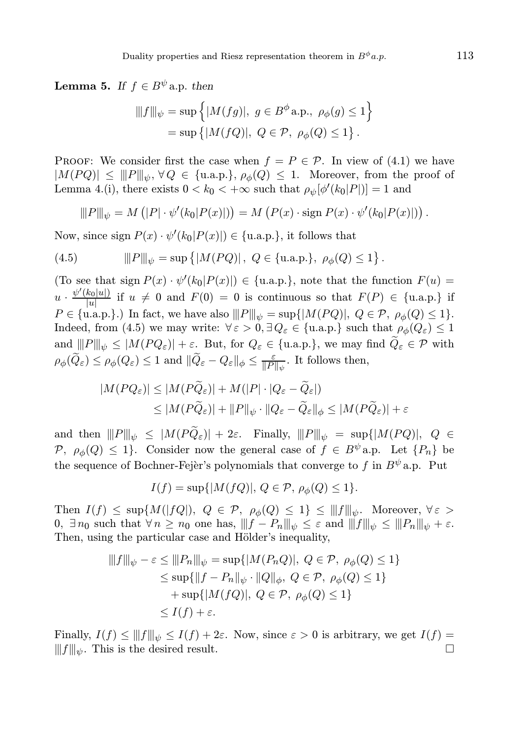**Lemma 5.** *If $f \in B^{\psi}$ a.p. then*

$$\|\|f\|\|_{\psi} = \sup\left\{|M(fg)|,\ g \in B^{\phi}\,\text{a.p.},\ \rho_{\phi}(g) \le 1\right\}$$
$$= \sup\left\{|M(fQ)|,\ Q \in \mathcal{P},\ \rho_{\phi}(Q) \le 1\right\}.$$

Proof: We consider first the case when $f = P \in \mathcal{P}$. In view of (4.1) we have $|M(PQ)| \le \|\|P\|\|_{\psi}$, $\forall Q \in \{\text{u.a.p.}\}$, $\rho_{\phi}(Q) \le 1$. Moreover, from the proof of Lemma 4.(i), there exists $0 < k_0 < +\infty$ such that $\rho_{\psi}[\phi'(k_0|P|)] = 1$ and

$$\|\|P\|\|_{\psi} = M\left(|P| \cdot \psi'(k_0|P(x)|)\right) = M\left(P(x) \cdot \operatorname{sign} P(x) \cdot \psi'(k_0|P(x)|)\right).$$

Now, since $\operatorname{sign} P(x) \cdot \psi'(k_0|P(x)|) \in \{\text{u.a.p.}\}$, it follows that

$$\|\|P\|\|_{\psi} = \sup\left\{|M(PQ)|,\ Q \in \{\text{u.a.p.}\},\ \rho_{\phi}(Q) \le 1\right\}. \tag{4.5}$$

(To see that $\operatorname{sign} P(x) \cdot \psi'(k_0|P(x)|) \in \{\text{u.a.p.}\}$, note that the function $F(u) = u \cdot \frac{\psi'(k_0|u|)}{|u|}$ if $u \neq 0$ and $F(0) = 0$ is continuous so that $F(P) \in \{\text{u.a.p.}\}$ if $P \in \{\text{u.a.p.}\}$.) In fact, we have also $\|\|P\|\|_{\psi} = \sup\{|M(PQ)|,\ Q \in \mathcal{P},\ \rho_{\phi}(Q) \le 1\}$. Indeed, from (4.5) we may write: $\forall \varepsilon > 0, \exists Q_{\varepsilon} \in \{\text{u.a.p.}\}$ such that $\rho_{\phi}(Q_{\varepsilon}) \le 1$ and $\|\|P\|\|_{\psi} \le |M(PQ_{\varepsilon})| + \varepsilon$. But, for $Q_{\varepsilon} \in \{\text{u.a.p.}\}$, we may find $\widetilde{Q}_{\varepsilon} \in \mathcal{P}$ with $\rho_{\phi}(\widetilde{Q}_{\varepsilon}) \le \rho_{\phi}(Q_{\varepsilon}) \le 1$ and $\|\widetilde{Q}_{\varepsilon} - Q_{\varepsilon}\|_{\phi} \le \frac{\varepsilon}{\|P\|_{\psi}}$. It follows then,

$$|M(PQ_{\varepsilon})| \le |M(P\widetilde{Q}_{\varepsilon})| + M(|P| \cdot |Q_{\varepsilon} - \widetilde{Q}_{\varepsilon}|)$$
$$\le |M(P\widetilde{Q}_{\varepsilon})| + \|P\|_{\psi} \cdot \|Q_{\varepsilon} - \widetilde{Q}_{\varepsilon}\|_{\phi} \le |M(P\widetilde{Q}_{\varepsilon})| + \varepsilon$$

and then $\|\|P\|\|_{\psi} \le |M(P\widetilde{Q}_{\varepsilon})| + 2\varepsilon$. Finally, $\|\|P\|\|_{\psi} = \sup\{|M(PQ)|,\ Q \in \mathcal{P},\ \rho_{\phi}(Q) \le 1\}$. Consider now the general case of $f \in B^{\psi}$ a.p. Let $\{P_n\}$ be the sequence of Bochner-Fejèr's polynomials that converge to $f$ in $B^{\psi}$ a.p. Put

$$I(f) = \sup\{|M(fQ)|,\ Q \in \mathcal{P},\ \rho_{\phi}(Q) \le 1\}.$$

Then $I(f) \le \sup\{M(|fQ|),\ Q \in \mathcal{P},\ \rho_{\phi}(Q) \le 1\} \le \|\|f\|\|_{\psi}$. Moreover, $\forall \varepsilon > 0$, $\exists n_0$ such that $\forall n \ge n_0$ one has, $\|\|f - P_n\|\|_{\psi} \le \varepsilon$ and $\|\|f\|\|_{\psi} \le \|\|P_n\|\|_{\psi} + \varepsilon$. Then, using the particular case and Hölder's inequality,

$$\|\|f\|\|_{\psi} - \varepsilon \le \|\|P_n\|\|_{\psi} = \sup\{|M(P_nQ)|,\ Q \in \mathcal{P},\ \rho_{\phi}(Q) \le 1\}$$
$$\le \sup\{\|f - P_n\|_{\psi} \cdot \|Q\|_{\phi},\ Q \in \mathcal{P},\ \rho_{\phi}(Q) \le 1\}$$
$$+ \sup\{|M(fQ)|,\ Q \in \mathcal{P},\ \rho_{\phi}(Q) \le 1\}$$
$$\le I(f) + \varepsilon.$$

Finally, $I(f) \le \|\|f\|\|_{\psi} \le I(f) + 2\varepsilon$. Now, since $\varepsilon > 0$ is arbitrary, we get $I(f) = \|\|f\|\|_{\psi}$. This is the desired result. $\square$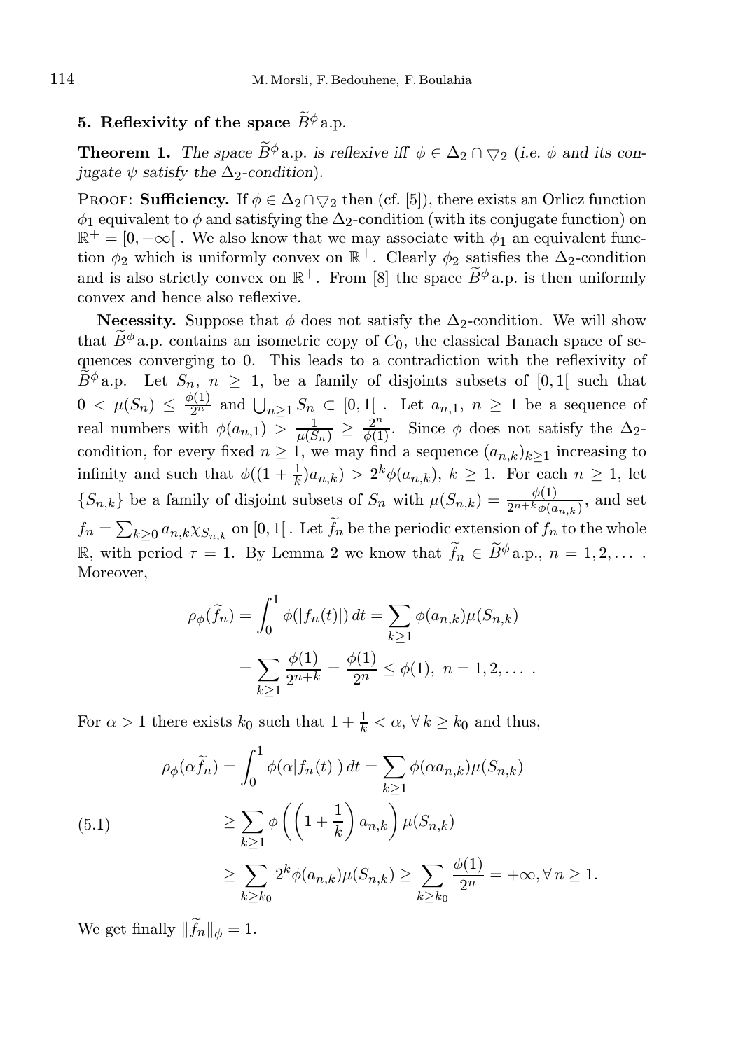## 5. Reflexivity of the space $\widetilde{B}^\phi$ a.p.

**Theorem 1.** *The space $\widetilde{B}^\phi$ a.p. is reflexive iff $\phi \in \Delta_2 \cap \nabla_2$ (i.e. $\phi$ and its conjugate $\psi$ satisfy the $\Delta_2$-condition).*

Proof: **Sufficiency.** If $\phi \in \Delta_2 \cap \nabla_2$ then (cf. [5]), there exists an Orlicz function $\phi_1$ equivalent to $\phi$ and satisfying the $\Delta_2$-condition (with its conjugate function) on $\mathbb{R}^+ = [0, +\infty[$ . We also know that we may associate with $\phi_1$ an equivalent function $\phi_2$ which is uniformly convex on $\mathbb{R}^+$. Clearly $\phi_2$ satisfies the $\Delta_2$-condition and is also strictly convex on $\mathbb{R}^+$. From [8] the space $\widetilde{B}^\phi$ a.p. is then uniformly convex and hence also reflexive.

**Necessity.** Suppose that $\phi$ does not satisfy the $\Delta_2$-condition. We will show that $\widetilde{B}^\phi$ a.p. contains an isometric copy of $C_0$, the classical Banach space of sequences converging to 0. This leads to a contradiction with the reflexivity of $\widetilde{B}^\phi$ a.p. Let $S_n$, $n \geq 1$, be a family of disjoints subsets of $[0,1[$ such that $0 < \mu(S_n) \leq \frac{\phi(1)}{2^n}$ and $\bigcup_{n\geq 1} S_n \subset [0,1[$ . Let $a_{n,1}$, $n \geq 1$ be a sequence of real numbers with $\phi(a_{n,1}) > \frac{1}{\mu(S_n)} \geq \frac{2^n}{\phi(1)}$. Since $\phi$ does not satisfy the $\Delta_2$-condition, for every fixed $n \geq 1$, we may find a sequence $(a_{n,k})_{k\geq 1}$ increasing to infinity and such that $\phi((1+\frac{1}{k})a_{n,k}) > 2^k \phi(a_{n,k})$, $k \geq 1$. For each $n \geq 1$, let $\{S_{n,k}\}$ be a family of disjoint subsets of $S_n$ with $\mu(S_{n,k}) = \frac{\phi(1)}{2^{n+k}\phi(a_{n,k})}$, and set $f_n = \sum_{k\geq 0} a_{n,k}\chi_{S_{n,k}}$ on $[0,1[$ . Let $\widetilde{f}_n$ be the periodic extension of $f_n$ to the whole $\mathbb{R}$, with period $\tau = 1$. By Lemma 2 we know that $\widetilde{f}_n \in \widetilde{B}^\phi$ a.p., $n = 1, 2, \ldots$ . Moreover,

$$\rho_\phi(\widetilde{f}_n) = \int_0^1 \phi(|f_n(t)|)\,dt = \sum_{k\geq 1} \phi(a_{n,k})\mu(S_{n,k})$$

$$= \sum_{k\geq 1} \frac{\phi(1)}{2^{n+k}} = \frac{\phi(1)}{2^n} \leq \phi(1),\ n = 1, 2, \ldots .$$

For $\alpha > 1$ there exists $k_0$ such that $1 + \frac{1}{k} < \alpha$, $\forall\, k \geq k_0$ and thus,

$$\begin{aligned}
\rho_\phi(\alpha\widetilde{f}_n) &= \int_0^1 \phi(\alpha|f_n(t)|)\,dt = \sum_{k\geq 1} \phi(\alpha a_{n,k})\mu(S_{n,k}) \\
&\geq \sum_{k\geq 1} \phi\left(\left(1+\frac{1}{k}\right)a_{n,k}\right)\mu(S_{n,k}) \qquad (5.1)\\
&\geq \sum_{k\geq k_0} 2^k \phi(a_{n,k})\mu(S_{n,k}) \geq \sum_{k\geq k_0} \frac{\phi(1)}{2^n} = +\infty, \forall\, n \geq 1.
\end{aligned}$$

We get finally $\|\widetilde{f}_n\|_\phi = 1$.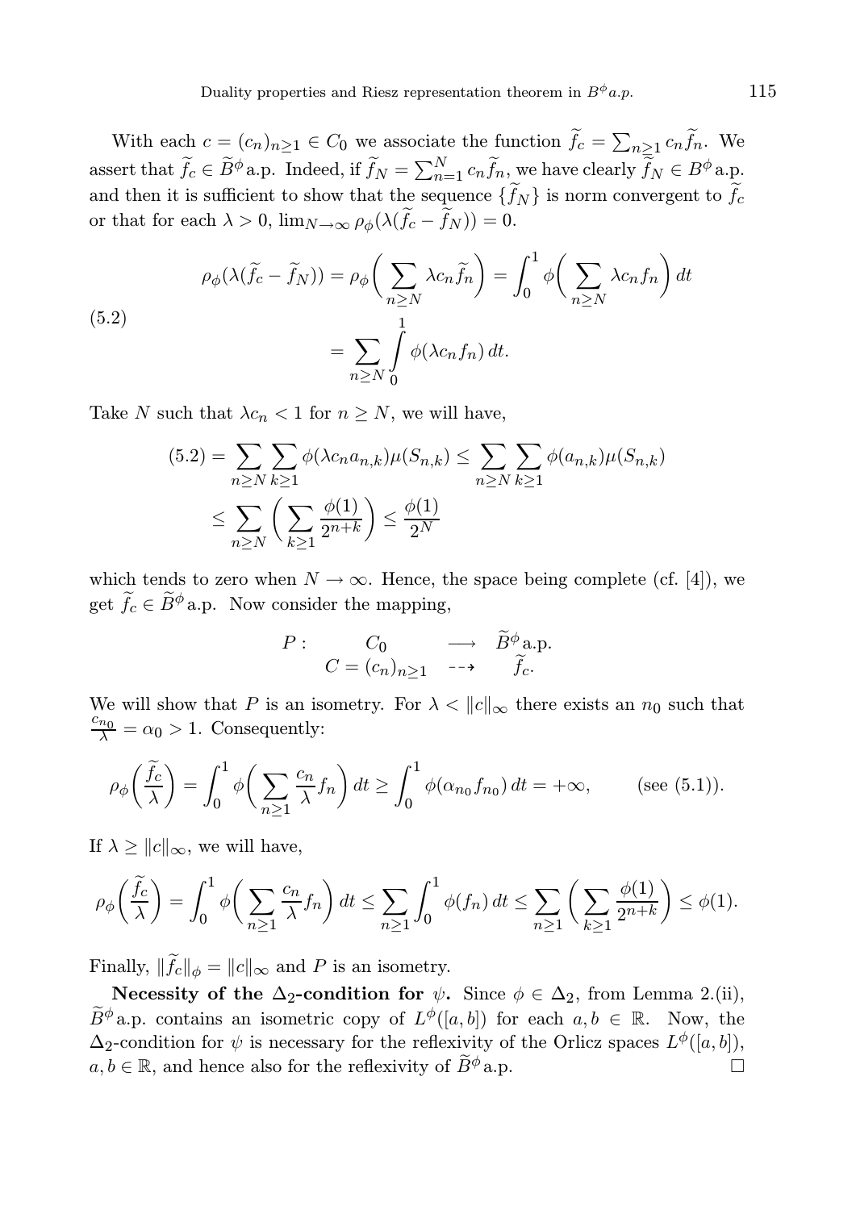With each $c = (c_n)_{n\geq 1} \in C_0$ we associate the function $\widetilde{f}_c = \sum_{n\geq 1} c_n \widetilde{f}_n$. We assert that $\widetilde{f}_c \in \widetilde{B}^\phi$ a.p. Indeed, if $\widetilde{f}_N = \sum_{n=1}^N c_n \widetilde{f}_n$, we have clearly $\widetilde{f}_N \in B^\phi$ a.p. and then it is sufficient to show that the sequence $\{\widetilde{f}_N\}$ is norm convergent to $\widetilde{f}_c$ or that for each $\lambda > 0$, $\lim_{N\to\infty} \rho_\phi(\lambda(\widetilde{f}_c - \widetilde{f}_N)) = 0$.

$$
\begin{aligned}
\rho_\phi(\lambda(\widetilde{f}_c - \widetilde{f}_N)) &= \rho_\phi\bigg(\sum_{n\geq N} \lambda c_n \widetilde{f}_n\bigg) = \int_0^1 \phi\bigg(\sum_{n\geq N} \lambda c_n f_n\bigg)\,dt \\
&= \sum_{n\geq N} \int_0^1 \phi(\lambda c_n f_n)\,dt.
\end{aligned}
\tag{5.2}
$$

Take $N$ such that $\lambda c_n < 1$ for $n \geq N$, we will have,

$$
\begin{aligned}
(5.2) &= \sum_{n\geq N} \sum_{k\geq 1} \phi(\lambda c_n a_{n,k})\mu(S_{n,k}) \leq \sum_{n\geq N} \sum_{k\geq 1} \phi(a_{n,k})\mu(S_{n,k}) \\
&\leq \sum_{n\geq N} \bigg(\sum_{k\geq 1} \frac{\phi(1)}{2^{n+k}}\bigg) \leq \frac{\phi(1)}{2^N}
\end{aligned}
$$

which tends to zero when $N \to \infty$. Hence, the space being complete (cf. [4]), we get $\widetilde{f}_c \in \widetilde{B}^\phi$ a.p. Now consider the mapping,

$$
\begin{array}{cccc}
P: & C_0 & \longrightarrow & \widetilde{B}^\phi \text{a.p.} \\
 & C = (c_n)_{n\geq 1} & \dashrightarrow & \widetilde{f}_c.
\end{array}
$$

We will show that $P$ is an isometry. For $\lambda < \|c\|_\infty$ there exists an $n_0$ such that $\frac{c_{n_0}}{\lambda} = \alpha_0 > 1$. Consequently:

$$
\rho_\phi\bigg(\frac{\widetilde{f}_c}{\lambda}\bigg) = \int_0^1 \phi\bigg(\sum_{n\geq 1} \frac{c_n}{\lambda} f_n\bigg)\,dt \geq \int_0^1 \phi(\alpha_{n_0} f_{n_0})\,dt = +\infty, \qquad \text{(see (5.1))}.
$$

If $\lambda \geq \|c\|_\infty$, we will have,

$$
\rho_\phi\bigg(\frac{\widetilde{f}_c}{\lambda}\bigg) = \int_0^1 \phi\bigg(\sum_{n\geq 1} \frac{c_n}{\lambda} f_n\bigg)\,dt \leq \sum_{n\geq 1} \int_0^1 \phi(f_n)\,dt \leq \sum_{n\geq 1} \bigg(\sum_{k\geq 1} \frac{\phi(1)}{2^{n+k}}\bigg) \leq \phi(1).
$$

Finally, $\|\widetilde{f}_c\|_\phi = \|c\|_\infty$ and $P$ is an isometry.

**Necessity of the $\Delta_2$-condition for $\psi$.** Since $\phi \in \Delta_2$, from Lemma 2.(ii), $\widetilde{B}^\phi$ a.p. contains an isometric copy of $L^\phi([a,b])$ for each $a, b \in \mathbb{R}$. Now, the $\Delta_2$-condition for $\psi$ is necessary for the reflexivity of the Orlicz spaces $L^\phi([a,b])$, $a, b \in \mathbb{R}$, and hence also for the reflexivity of $\widetilde{B}^\phi$ a.p. $\square$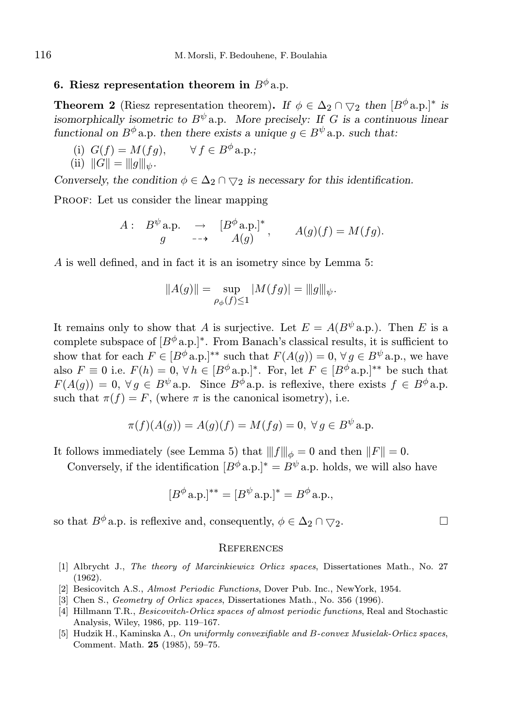## 6. Riesz representation theorem in $B^\phi$ a.p.

**Theorem 2** (Riesz representation theorem). *If $\phi \in \Delta_2 \cap \nabla_2$ then $[B^\phi \text{a.p.}]^*$ is isomorphically isometric to $B^\psi$ a.p. More precisely: If $G$ is a continuous linear functional on $B^\phi$ a.p. then there exists a unique $g \in B^\psi$ a.p. such that:*

(i) $G(f) = M(fg), \qquad \forall\, f \in B^\phi$ a.p.;
(ii) $\|G\| = |||g|||_\psi$.

*Conversely, the condition $\phi \in \Delta_2 \cap \nabla_2$ is necessary for this identification.*

Proof: Let us consider the linear mapping

$$A: \begin{array}{ccc} B^\psi \text{a.p.} & \to & [B^\phi \text{a.p.}]^* \\ g & \dashrightarrow & A(g) \end{array}, \qquad A(g)(f) = M(fg).$$

$A$ is well defined, and in fact it is an isometry since by Lemma 5:

$$\|A(g)\| = \sup_{\rho_\phi(f) \leq 1} |M(fg)| = |||g|||_\psi.$$

It remains only to show that $A$ is surjective. Let $E = A(B^\psi \text{a.p.})$. Then $E$ is a complete subspace of $[B^\phi \text{a.p.}]^*$. From Banach's classical results, it is sufficient to show that for each $F \in [B^\phi \text{a.p.}]^{**}$ such that $F(A(g)) = 0$, $\forall\, g \in B^\psi$ a.p., we have also $F \equiv 0$ i.e. $F(h) = 0$, $\forall\, h \in [B^\phi \text{a.p.}]^*$. For, let $F \in [B^\phi \text{a.p.}]^{**}$ be such that $F(A(g)) = 0$, $\forall\, g \in B^\psi$ a.p. Since $B^\phi$ a.p. is reflexive, there exists $f \in B^\phi$ a.p. such that $\pi(f) = F$, (where $\pi$ is the canonical isometry), i.e.

$$\pi(f)(A(g)) = A(g)(f) = M(fg) = 0, \; \forall\, g \in B^\psi \text{a.p.}$$

It follows immediately (see Lemma 5) that $|||f|||_\phi = 0$ and then $\|F\| = 0$.

Conversely, if the identification $[B^\phi \text{a.p.}]^* = B^\psi$ a.p. holds, we will also have

$$[B^\phi \text{a.p.}]^{**} = [B^\psi \text{a.p.}]^* = B^\phi \text{a.p.},$$

so that $B^\phi$ a.p. is reflexive and, consequently, $\phi \in \Delta_2 \cap \nabla_2$. $\square$

## References

[1] Albrycht J., *The theory of Marcinkiewicz Orlicz spaces*, Dissertationes Math., No. 27 (1962).

[2] Besicovitch A.S., *Almost Periodic Functions*, Dover Pub. Inc., NewYork, 1954.

[3] Chen S., *Geometry of Orlicz spaces*, Dissertationes Math., No. 356 (1996).

[4] Hillmann T.R., *Besicovitch-Orlicz spaces of almost periodic functions*, Real and Stochastic Analysis, Wiley, 1986, pp. 119–167.

[5] Hudzik H., Kaminska A., *On uniformly convexifiable and B-convex Musielak-Orlicz spaces*, Comment. Math. **25** (1985), 59–75.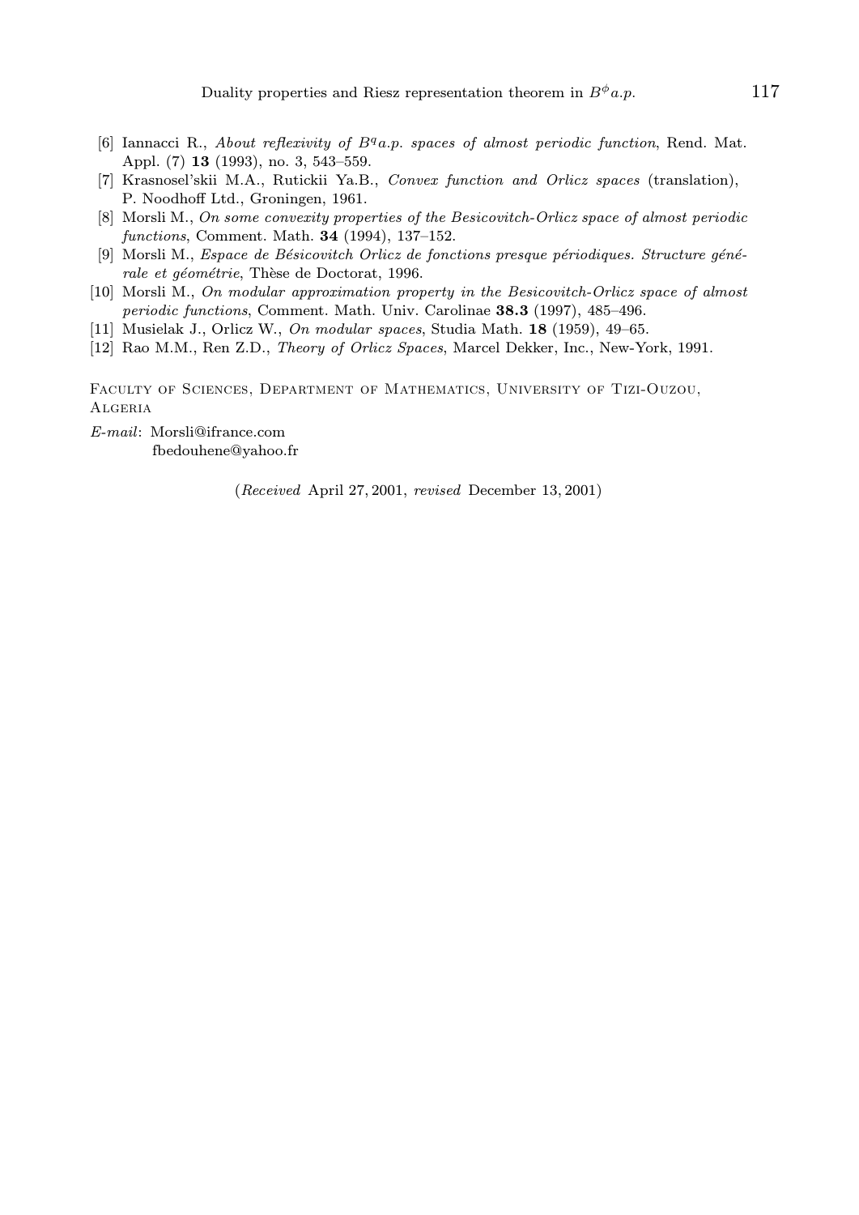[6] Iannacci R., *About reflexivity of $B^q a.p.$ spaces of almost periodic function*, Rend. Mat. Appl. (7) **13** (1993), no. 3, 543–559.

[7] Krasnosel'skii M.A., Rutickii Ya.B., *Convex function and Orlicz spaces* (translation), P. Noodhoff Ltd., Groningen, 1961.

[8] Morsli M., *On some convexity properties of the Besicovitch-Orlicz space of almost periodic functions*, Comment. Math. **34** (1994), 137–152.

[9] Morsli M., *Espace de Bésicovitch Orlicz de fonctions presque périodiques. Structure générale et géométrie*, Thèse de Doctorat, 1996.

[10] Morsli M., *On modular approximation property in the Besicovitch-Orlicz space of almost periodic functions*, Comment. Math. Univ. Carolinae **38.3** (1997), 485–496.

[11] Musielak J., Orlicz W., *On modular spaces*, Studia Math. **18** (1959), 49–65.

[12] Rao M.M., Ren Z.D., *Theory of Orlicz Spaces*, Marcel Dekker, Inc., New-York, 1991.

Faculty of Sciences, Department of Mathematics, University of Tizi-Ouzou, Algeria

*E-mail*: Morsli@ifrance.com
fbedouhene@yahoo.fr

(*Received* April 27, 2001, *revised* December 13, 2001)